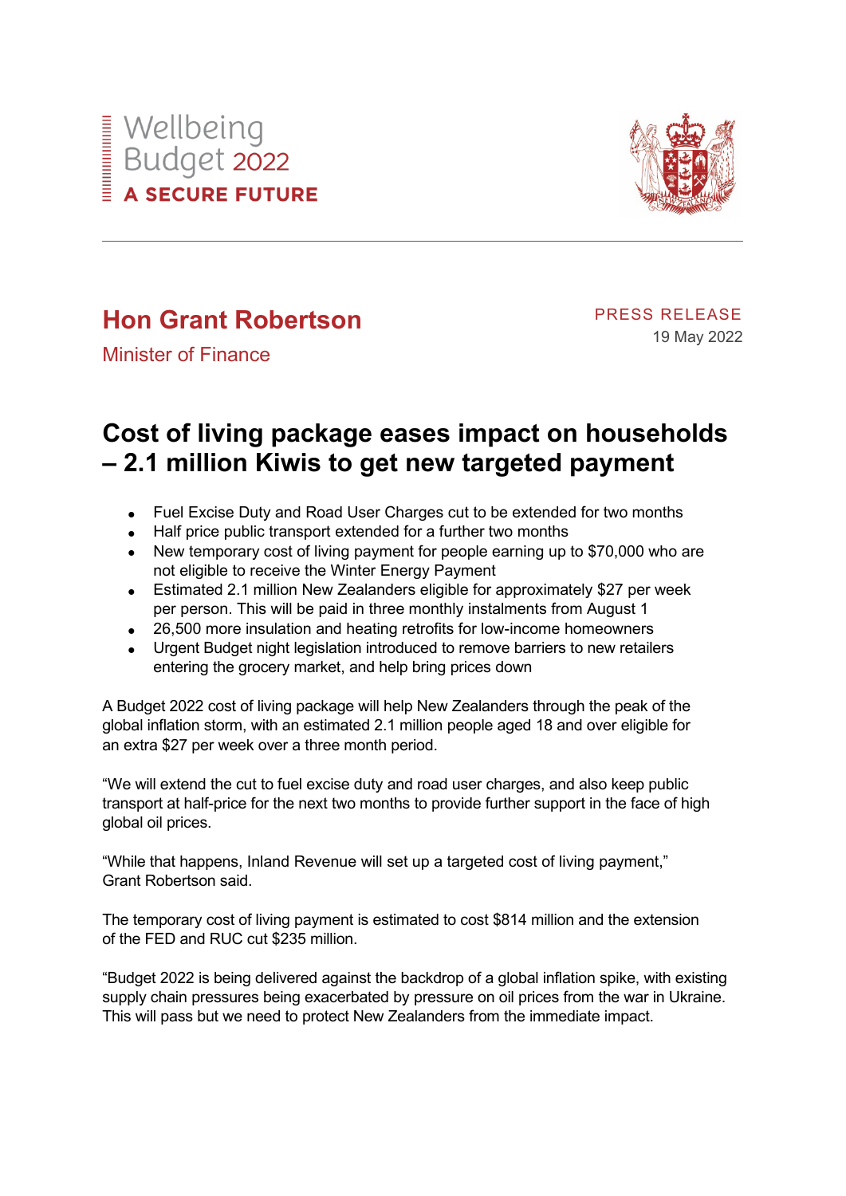Wellbeing Budget 2022

A SECURE FUTURE

**Hon Grant Robertson**

Minister of Finance

PRESS RELEASE

19 May 2022

# Cost of living package eases impact on households – 2.1 million Kiwis to get new targeted payment

- Fuel Excise Duty and Road User Charges cut to be extended for two months
- Half price public transport extended for a further two months
- New temporary cost of living payment for people earning up to $70,000 who are not eligible to receive the Winter Energy Payment
- Estimated 2.1 million New Zealanders eligible for approximately $27 per week per person. This will be paid in three monthly instalments from August 1
- 26,500 more insulation and heating retrofits for low-income homeowners
- Urgent Budget night legislation introduced to remove barriers to new retailers entering the grocery market, and help bring prices down

A Budget 2022 cost of living package will help New Zealanders through the peak of the global inflation storm, with an estimated 2.1 million people aged 18 and over eligible for an extra $27 per week over a three month period.

"We will extend the cut to fuel excise duty and road user charges, and also keep public transport at half-price for the next two months to provide further support in the face of high global oil prices.

"While that happens, Inland Revenue will set up a targeted cost of living payment," Grant Robertson said.

The temporary cost of living payment is estimated to cost $814 million and the extension of the FED and RUC cut $235 million.

"Budget 2022 is being delivered against the backdrop of a global inflation spike, with existing supply chain pressures being exacerbated by pressure on oil prices from the war in Ukraine. This will pass but we need to protect New Zealanders from the immediate impact.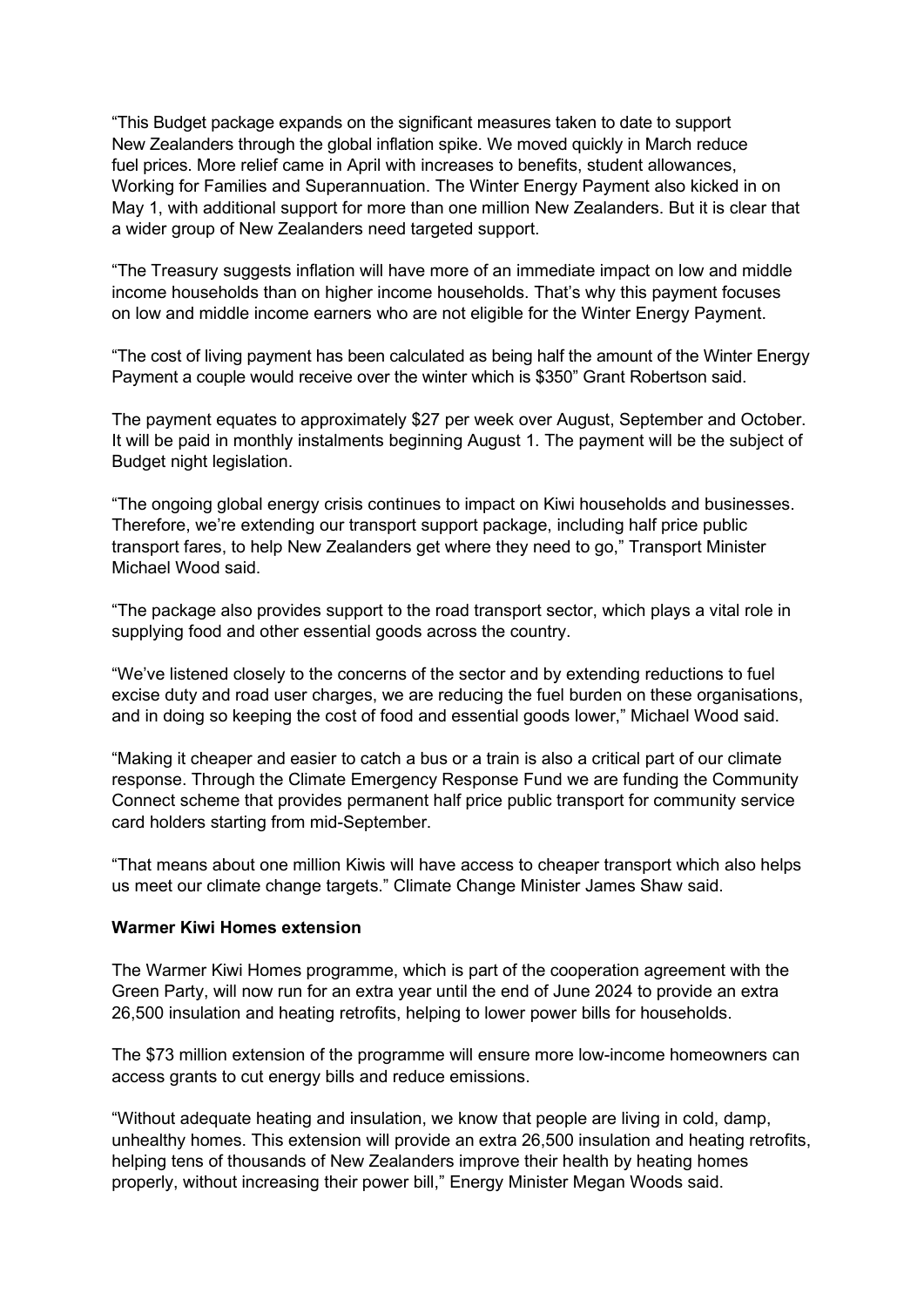"This Budget package expands on the significant measures taken to date to support New Zealanders through the global inflation spike. We moved quickly in March reduce fuel prices. More relief came in April with increases to benefits, student allowances, Working for Families and Superannuation. The Winter Energy Payment also kicked in on May 1, with additional support for more than one million New Zealanders. But it is clear that a wider group of New Zealanders need targeted support.

"The Treasury suggests inflation will have more of an immediate impact on low and middle income households than on higher income households. That's why this payment focuses on low and middle income earners who are not eligible for the Winter Energy Payment.

"The cost of living payment has been calculated as being half the amount of the Winter Energy Payment a couple would receive over the winter which is $350" Grant Robertson said.

The payment equates to approximately $27 per week over August, September and October. It will be paid in monthly instalments beginning August 1. The payment will be the subject of Budget night legislation.

"The ongoing global energy crisis continues to impact on Kiwi households and businesses. Therefore, we're extending our transport support package, including half price public transport fares, to help New Zealanders get where they need to go," Transport Minister Michael Wood said.

"The package also provides support to the road transport sector, which plays a vital role in supplying food and other essential goods across the country.

"We've listened closely to the concerns of the sector and by extending reductions to fuel excise duty and road user charges, we are reducing the fuel burden on these organisations, and in doing so keeping the cost of food and essential goods lower," Michael Wood said.

"Making it cheaper and easier to catch a bus or a train is also a critical part of our climate response. Through the Climate Emergency Response Fund we are funding the Community Connect scheme that provides permanent half price public transport for community service card holders starting from mid-September.

"That means about one million Kiwis will have access to cheaper transport which also helps us meet our climate change targets." Climate Change Minister James Shaw said.

**Warmer Kiwi Homes extension**

The Warmer Kiwi Homes programme, which is part of the cooperation agreement with the Green Party, will now run for an extra year until the end of June 2024 to provide an extra 26,500 insulation and heating retrofits, helping to lower power bills for households.

The $73 million extension of the programme will ensure more low-income homeowners can access grants to cut energy bills and reduce emissions.

"Without adequate heating and insulation, we know that people are living in cold, damp, unhealthy homes. This extension will provide an extra 26,500 insulation and heating retrofits, helping tens of thousands of New Zealanders improve their health by heating homes properly, without increasing their power bill," Energy Minister Megan Woods said.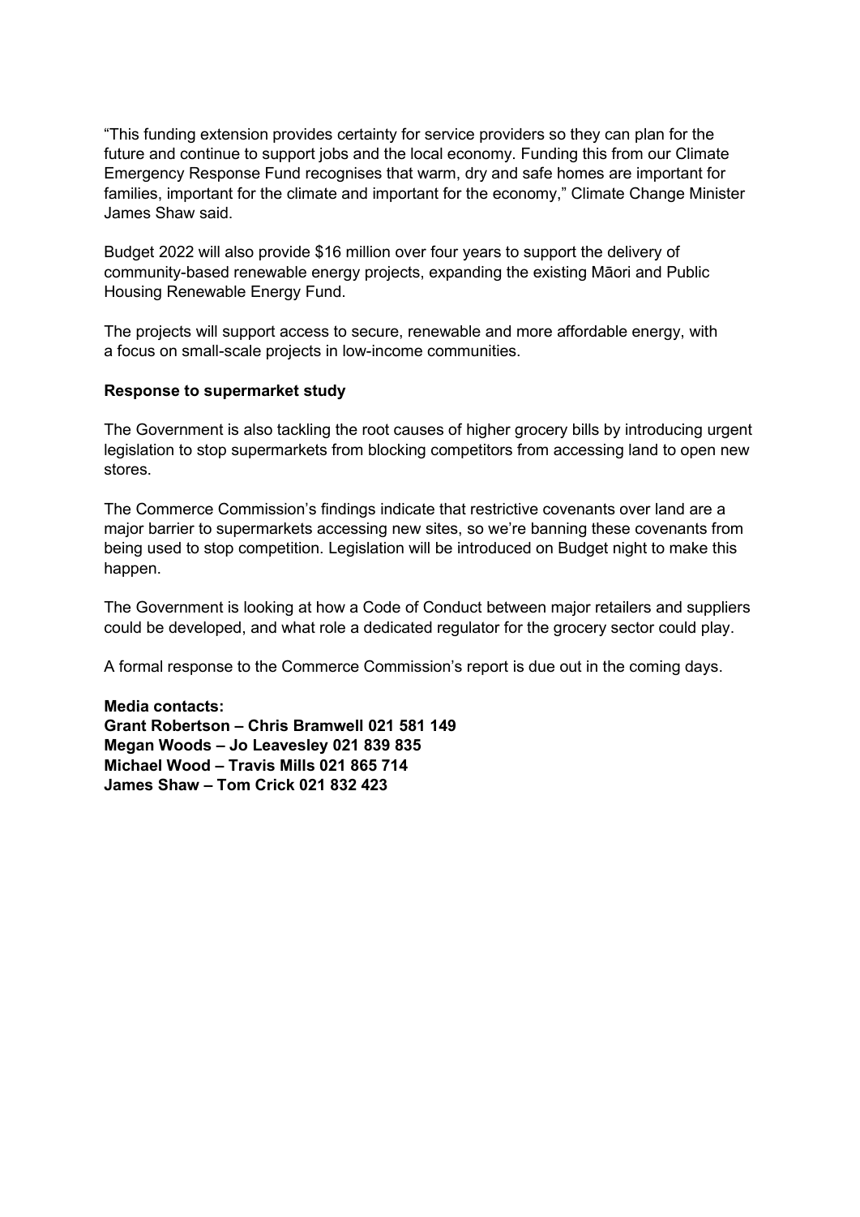"This funding extension provides certainty for service providers so they can plan for the future and continue to support jobs and the local economy. Funding this from our Climate Emergency Response Fund recognises that warm, dry and safe homes are important for families, important for the climate and important for the economy," Climate Change Minister James Shaw said.

Budget 2022 will also provide $16 million over four years to support the delivery of community-based renewable energy projects, expanding the existing Māori and Public Housing Renewable Energy Fund.

The projects will support access to secure, renewable and more affordable energy, with a focus on small-scale projects in low-income communities.

**Response to supermarket study**

The Government is also tackling the root causes of higher grocery bills by introducing urgent legislation to stop supermarkets from blocking competitors from accessing land to open new stores.

The Commerce Commission's findings indicate that restrictive covenants over land are a major barrier to supermarkets accessing new sites, so we're banning these covenants from being used to stop competition. Legislation will be introduced on Budget night to make this happen.

The Government is looking at how a Code of Conduct between major retailers and suppliers could be developed, and what role a dedicated regulator for the grocery sector could play.

A formal response to the Commerce Commission's report is due out in the coming days.

**Media contacts:**
**Grant Robertson – Chris Bramwell 021 581 149**
**Megan Woods – Jo Leavesley 021 839 835**
**Michael Wood – Travis Mills 021 865 714**
**James Shaw – Tom Crick 021 832 423**